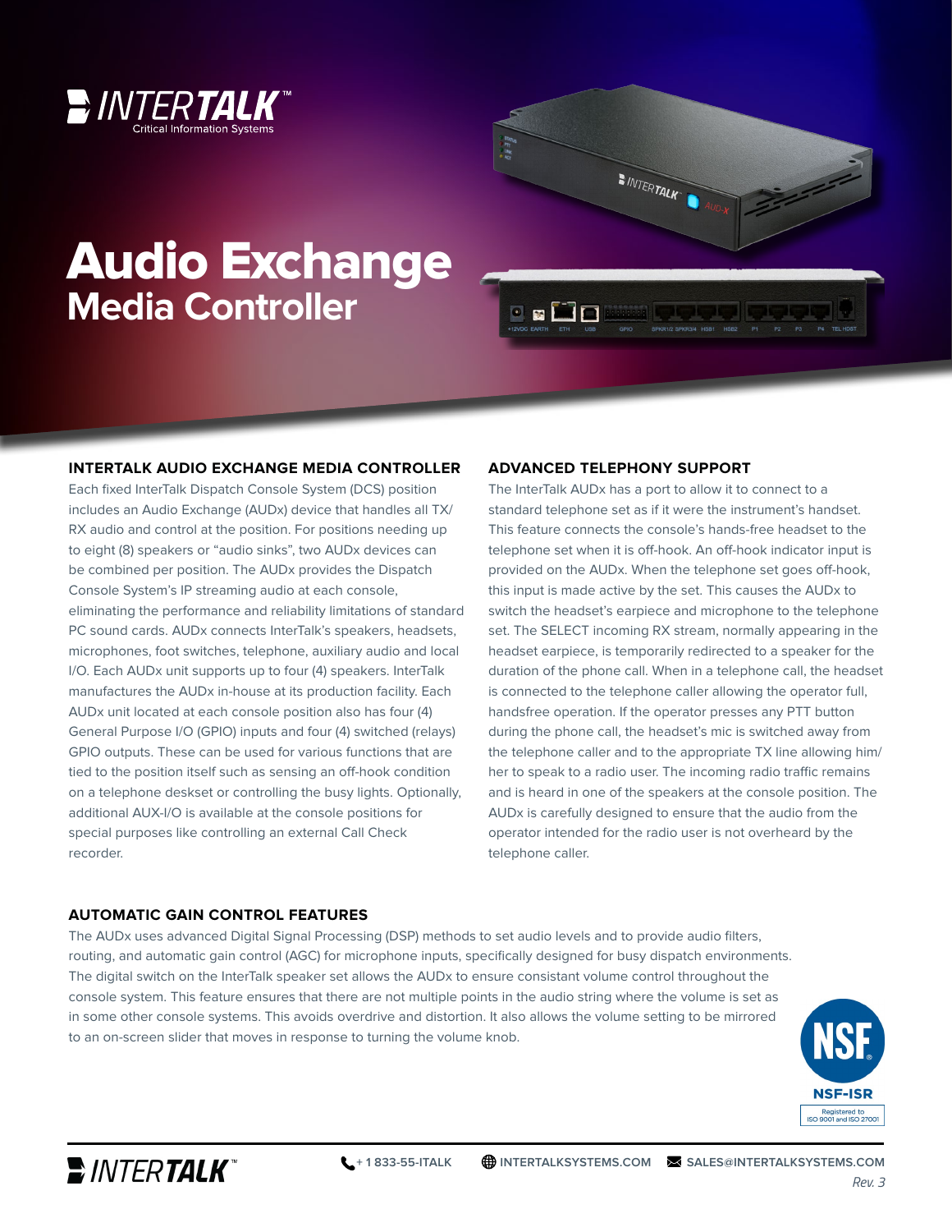# Audio Exchange
## Media Controller

### INTERTALK AUDIO EXCHANGE MEDIA CONTROLLER

Each fixed InterTalk Dispatch Console System (DCS) position includes an Audio Exchange (AUDx) device that handles all TX/RX audio and control at the position. For positions needing up to eight (8) speakers or "audio sinks", two AUDx devices can be combined per position. The AUDx provides the Dispatch Console System's IP streaming audio at each console, eliminating the performance and reliability limitations of standard PC sound cards. AUDx connects InterTalk's speakers, headsets, microphones, foot switches, telephone, auxiliary audio and local I/O. Each AUDx unit supports up to four (4) speakers. InterTalk manufactures the AUDx in-house at its production facility. Each AUDx unit located at each console position also has four (4) General Purpose I/O (GPIO) inputs and four (4) switched (relays) GPIO outputs. These can be used for various functions that are tied to the position itself such as sensing an off-hook condition on a telephone deskset or controlling the busy lights. Optionally, additional AUX-I/O is available at the console positions for special purposes like controlling an external Call Check recorder.

### ADVANCED TELEPHONY SUPPORT

The InterTalk AUDx has a port to allow it to connect to a standard telephone set as if it were the instrument's handset. This feature connects the console's hands-free headset to the telephone set when it is off-hook. An off-hook indicator input is provided on the AUDx. When the telephone set goes off-hook, this input is made active by the set. This causes the AUDx to switch the headset's earpiece and microphone to the telephone set. The SELECT incoming RX stream, normally appearing in the headset earpiece, is temporarily redirected to a speaker for the duration of the phone call. When in a telephone call, the headset is connected to the telephone caller allowing the operator full, handsfree operation. If the operator presses any PTT button during the phone call, the headset's mic is switched away from the telephone caller and to the appropriate TX line allowing him/her to speak to a radio user. The incoming radio traffic remains and is heard in one of the speakers at the console position. The AUDx is carefully designed to ensure that the audio from the operator intended for the radio user is not overheard by the telephone caller.

### AUTOMATIC GAIN CONTROL FEATURES

The AUDx uses advanced Digital Signal Processing (DSP) methods to set audio levels and to provide audio filters, routing, and automatic gain control (AGC) for microphone inputs, specifically designed for busy dispatch environments. The digital switch on the InterTalk speaker set allows the AUDx to ensure consistant volume control throughout the console system. This feature ensures that there are not multiple points in the audio string where the volume is set as in some other console systems. This avoids overdrive and distortion. It also allows the volume setting to be mirrored to an on-screen slider that moves in response to turning the volume knob.

NSF-ISR
Registered to ISO 9001 and ISO 27001

+ 1 833-55-ITALK | INTERTALKSYSTEMS.COM | SALES@INTERTALKSYSTEMS.COM

*Rev. 3*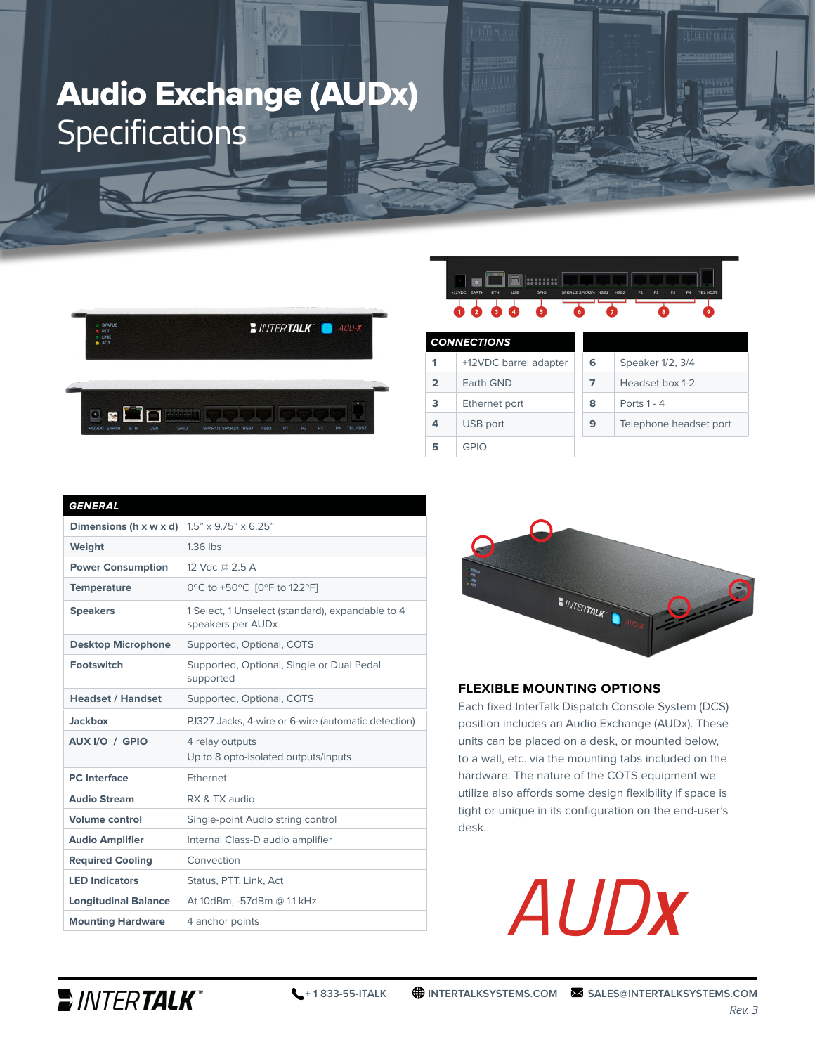# Audio Exchange (AUDx)

## Specifications

| CONNECTIONS | | | |
|---|---|---|---|
| 1 | +12VDC barrel adapter | 6 | Speaker 1/2, 3/4 |
| 2 | Earth GND | 7 | Headset box 1-2 |
| 3 | Ethernet port | 8 | Ports 1 - 4 |
| 4 | USB port | 9 | Telephone headset port |
| 5 | GPIO | | |

| GENERAL | |
|---|---|
| **Dimensions (h x w x d)** | 1.5" x 9.75" x 6.25" |
| **Weight** | 1.36 lbs |
| **Power Consumption** | 12 Vdc @ 2.5 A |
| **Temperature** | 0°C to +50°C [0°F to 122°F] |
| **Speakers** | 1 Select, 1 Unselect (standard), expandable to 4 speakers per AUDx |
| **Desktop Microphone** | Supported, Optional, COTS |
| **Footswitch** | Supported, Optional, Single or Dual Pedal supported |
| **Headset / Handset** | Supported, Optional, COTS |
| **Jackbox** | PJ327 Jacks, 4-wire or 6-wire (automatic detection) |
| **AUX I/O / GPIO** | 4 relay outputs<br>Up to 8 opto-isolated outputs/inputs |
| **PC Interface** | Ethernet |
| **Audio Stream** | RX & TX audio |
| **Volume control** | Single-point Audio string control |
| **Audio Amplifier** | Internal Class-D audio amplifier |
| **Required Cooling** | Convection |
| **LED Indicators** | Status, PTT, Link, Act |
| **Longitudinal Balance** | At 10dBm, -57dBm @ 1.1 kHz |
| **Mounting Hardware** | 4 anchor points |

### FLEXIBLE MOUNTING OPTIONS

Each fixed InterTalk Dispatch Console System (DCS) position includes an Audio Exchange (AUDx). These units can be placed on a desk, or mounted below, to a wall, etc. via the mounting tabs included on the hardware. The nature of the COTS equipment we utilize also affords some design flexibility if space is tight or unique in its configuration on the end-user's desk.

AUDx

INTERTALK™ + 1 833-55-ITALK INTERTALKSYSTEMS.COM SALES@INTERTALKSYSTEMS.COM

*Rev. 3*